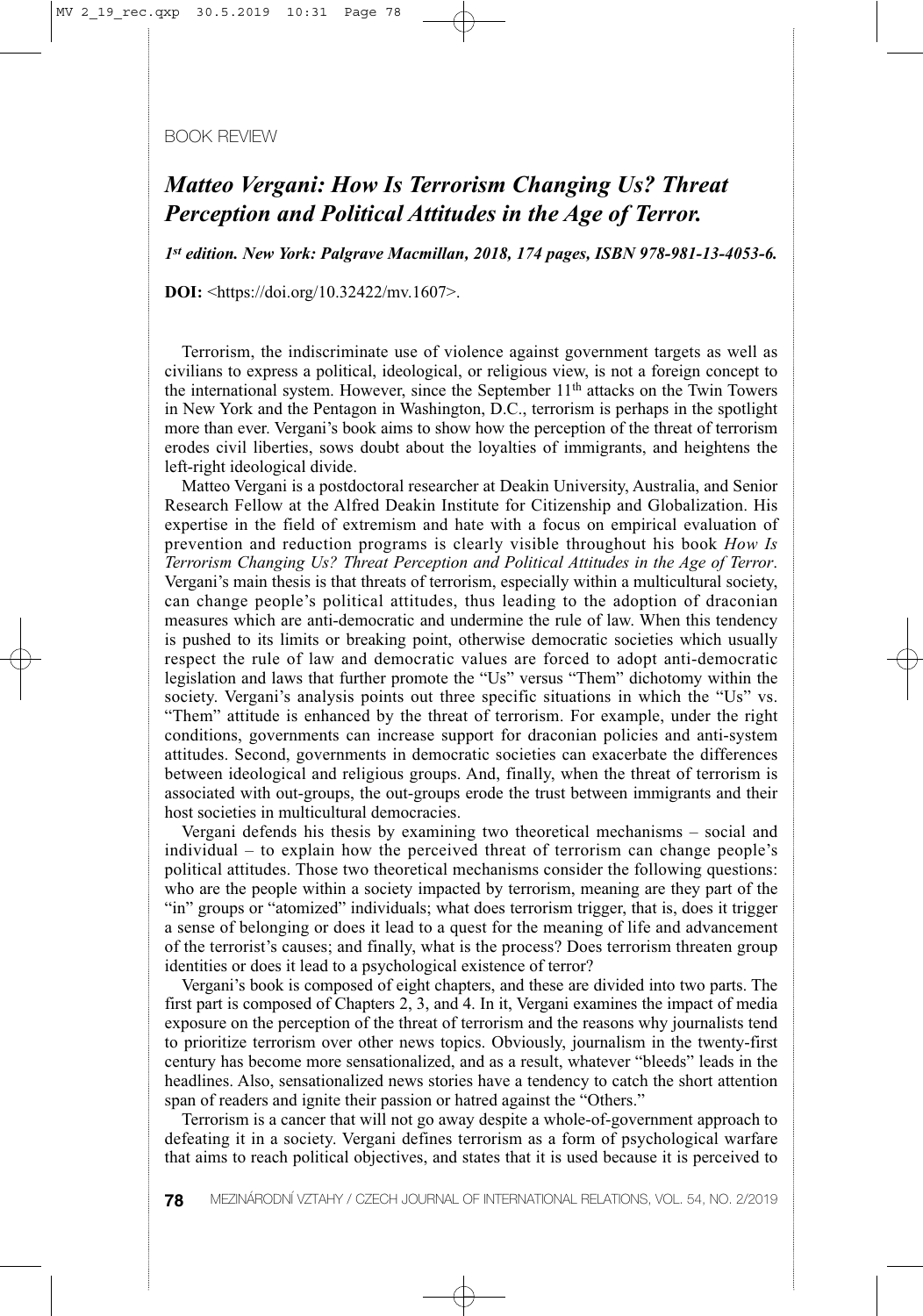BOOK REVIEW

# *Matteo Vergani: How Is Terrorism Changing Us? Threat Perception and Political Attitudes in the Age of Terror.*

***1st edition. New York: Palgrave Macmillan, 2018, 174 pages, ISBN 978-981-13-4053-6.***

**DOI:** <https://doi.org/10.32422/mv.1607>.

Terrorism, the indiscriminate use of violence against government targets as well as civilians to express a political, ideological, or religious view, is not a foreign concept to the international system. However, since the September 11th attacks on the Twin Towers in New York and the Pentagon in Washington, D.C., terrorism is perhaps in the spotlight more than ever. Vergani's book aims to show how the perception of the threat of terrorism erodes civil liberties, sows doubt about the loyalties of immigrants, and heightens the left-right ideological divide.

Matteo Vergani is a postdoctoral researcher at Deakin University, Australia, and Senior Research Fellow at the Alfred Deakin Institute for Citizenship and Globalization. His expertise in the field of extremism and hate with a focus on empirical evaluation of prevention and reduction programs is clearly visible throughout his book *How Is Terrorism Changing Us? Threat Perception and Political Attitudes in the Age of Terror*. Vergani's main thesis is that threats of terrorism, especially within a multicultural society, can change people's political attitudes, thus leading to the adoption of draconian measures which are anti-democratic and undermine the rule of law. When this tendency is pushed to its limits or breaking point, otherwise democratic societies which usually respect the rule of law and democratic values are forced to adopt anti-democratic legislation and laws that further promote the "Us" versus "Them" dichotomy within the society. Vergani's analysis points out three specific situations in which the "Us" vs. "Them" attitude is enhanced by the threat of terrorism. For example, under the right conditions, governments can increase support for draconian policies and anti-system attitudes. Second, governments in democratic societies can exacerbate the differences between ideological and religious groups. And, finally, when the threat of terrorism is associated with out-groups, the out-groups erode the trust between immigrants and their host societies in multicultural democracies.

Vergani defends his thesis by examining two theoretical mechanisms – social and individual – to explain how the perceived threat of terrorism can change people's political attitudes. Those two theoretical mechanisms consider the following questions: who are the people within a society impacted by terrorism, meaning are they part of the "in" groups or "atomized" individuals; what does terrorism trigger, that is, does it trigger a sense of belonging or does it lead to a quest for the meaning of life and advancement of the terrorist's causes; and finally, what is the process? Does terrorism threaten group identities or does it lead to a psychological existence of terror?

Vergani's book is composed of eight chapters, and these are divided into two parts. The first part is composed of Chapters 2, 3, and 4. In it, Vergani examines the impact of media exposure on the perception of the threat of terrorism and the reasons why journalists tend to prioritize terrorism over other news topics. Obviously, journalism in the twenty-first century has become more sensationalized, and as a result, whatever "bleeds" leads in the headlines. Also, sensationalized news stories have a tendency to catch the short attention span of readers and ignite their passion or hatred against the "Others."

Terrorism is a cancer that will not go away despite a whole-of-government approach to defeating it in a society. Vergani defines terrorism as a form of psychological warfare that aims to reach political objectives, and states that it is used because it is perceived to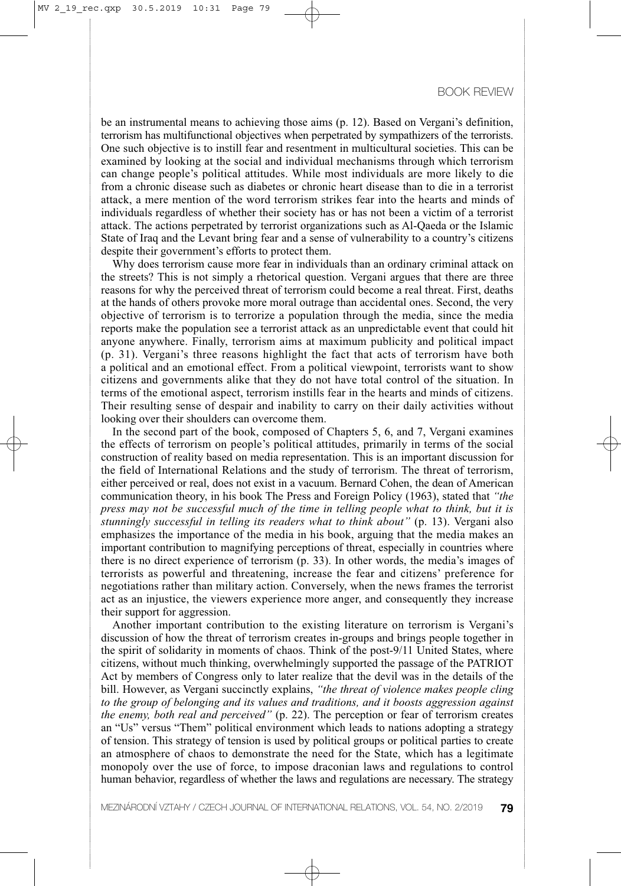be an instrumental means to achieving those aims (p. 12). Based on Vergani's definition, terrorism has multifunctional objectives when perpetrated by sympathizers of the terrorists. One such objective is to instill fear and resentment in multicultural societies. This can be examined by looking at the social and individual mechanisms through which terrorism can change people's political attitudes. While most individuals are more likely to die from a chronic disease such as diabetes or chronic heart disease than to die in a terrorist attack, a mere mention of the word terrorism strikes fear into the hearts and minds of individuals regardless of whether their society has or has not been a victim of a terrorist attack. The actions perpetrated by terrorist organizations such as Al-Qaeda or the Islamic State of Iraq and the Levant bring fear and a sense of vulnerability to a country's citizens despite their government's efforts to protect them.

Why does terrorism cause more fear in individuals than an ordinary criminal attack on the streets? This is not simply a rhetorical question. Vergani argues that there are three reasons for why the perceived threat of terrorism could become a real threat. First, deaths at the hands of others provoke more moral outrage than accidental ones. Second, the very objective of terrorism is to terrorize a population through the media, since the media reports make the population see a terrorist attack as an unpredictable event that could hit anyone anywhere. Finally, terrorism aims at maximum publicity and political impact (p. 31). Vergani's three reasons highlight the fact that acts of terrorism have both a political and an emotional effect. From a political viewpoint, terrorists want to show citizens and governments alike that they do not have total control of the situation. In terms of the emotional aspect, terrorism instills fear in the hearts and minds of citizens. Their resulting sense of despair and inability to carry on their daily activities without looking over their shoulders can overcome them.

In the second part of the book, composed of Chapters 5, 6, and 7, Vergani examines the effects of terrorism on people's political attitudes, primarily in terms of the social construction of reality based on media representation. This is an important discussion for the field of International Relations and the study of terrorism. The threat of terrorism, either perceived or real, does not exist in a vacuum. Bernard Cohen, the dean of American communication theory, in his book The Press and Foreign Policy (1963), stated that *"the press may not be successful much of the time in telling people what to think, but it is stunningly successful in telling its readers what to think about"* (p. 13). Vergani also emphasizes the importance of the media in his book, arguing that the media makes an important contribution to magnifying perceptions of threat, especially in countries where there is no direct experience of terrorism (p. 33). In other words, the media's images of terrorists as powerful and threatening, increase the fear and citizens' preference for negotiations rather than military action. Conversely, when the news frames the terrorist act as an injustice, the viewers experience more anger, and consequently they increase their support for aggression.

Another important contribution to the existing literature on terrorism is Vergani's discussion of how the threat of terrorism creates in-groups and brings people together in the spirit of solidarity in moments of chaos. Think of the post-9/11 United States, where citizens, without much thinking, overwhelmingly supported the passage of the PATRIOT Act by members of Congress only to later realize that the devil was in the details of the bill. However, as Vergani succinctly explains, *"the threat of violence makes people cling to the group of belonging and its values and traditions, and it boosts aggression against the enemy, both real and perceived"* (p. 22). The perception or fear of terrorism creates an "Us" versus "Them" political environment which leads to nations adopting a strategy of tension. This strategy of tension is used by political groups or political parties to create an atmosphere of chaos to demonstrate the need for the State, which has a legitimate monopoly over the use of force, to impose draconian laws and regulations to control human behavior, regardless of whether the laws and regulations are necessary. The strategy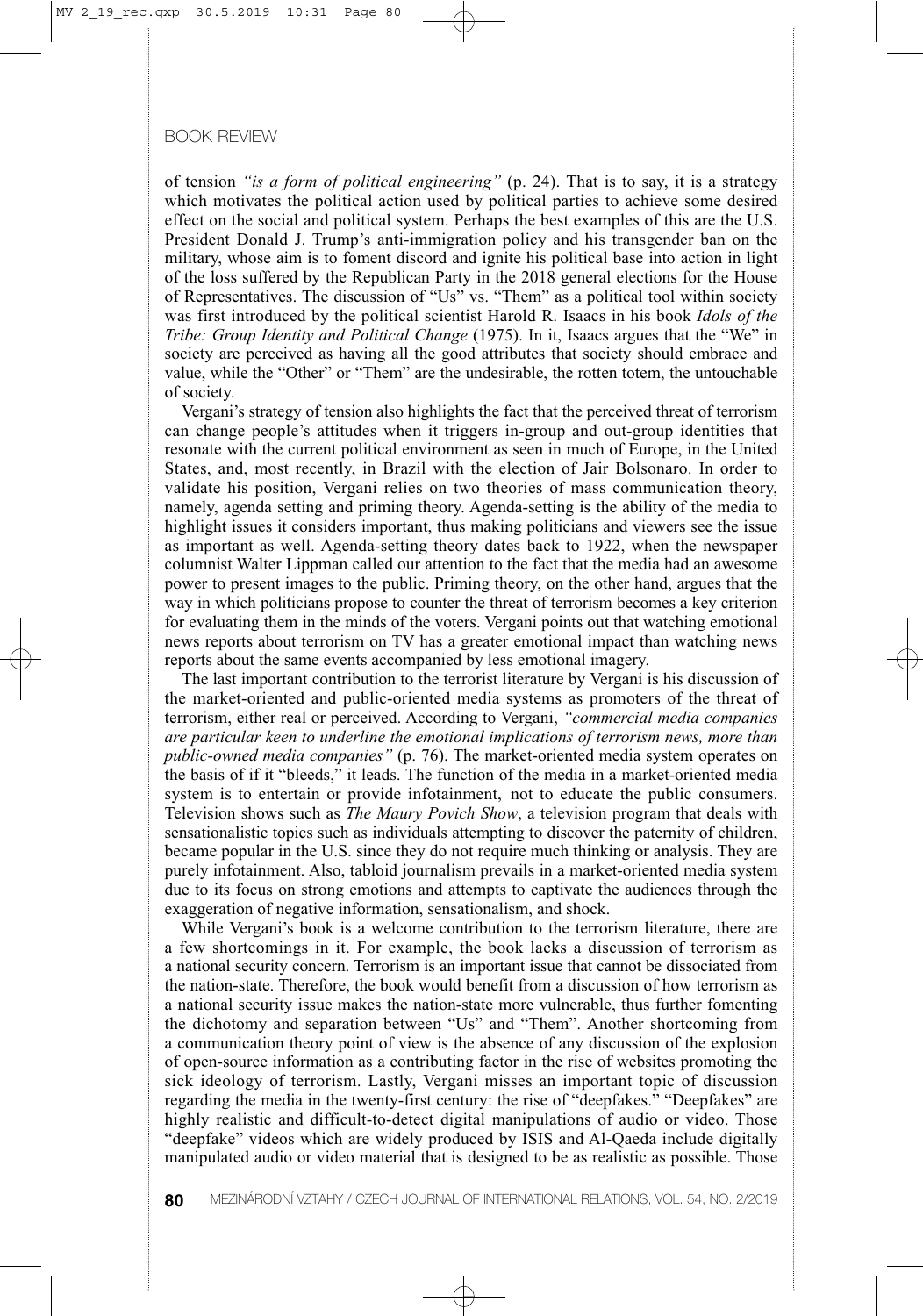of tension *"is a form of political engineering"* (p. 24). That is to say, it is a strategy which motivates the political action used by political parties to achieve some desired effect on the social and political system. Perhaps the best examples of this are the U.S. President Donald J. Trump's anti-immigration policy and his transgender ban on the military, whose aim is to foment discord and ignite his political base into action in light of the loss suffered by the Republican Party in the 2018 general elections for the House of Representatives. The discussion of "Us" vs. "Them" as a political tool within society was first introduced by the political scientist Harold R. Isaacs in his book *Idols of the Tribe: Group Identity and Political Change* (1975). In it, Isaacs argues that the "We" in society are perceived as having all the good attributes that society should embrace and value, while the "Other" or "Them" are the undesirable, the rotten totem, the untouchable of society.

Vergani's strategy of tension also highlights the fact that the perceived threat of terrorism can change people's attitudes when it triggers in-group and out-group identities that resonate with the current political environment as seen in much of Europe, in the United States, and, most recently, in Brazil with the election of Jair Bolsonaro. In order to validate his position, Vergani relies on two theories of mass communication theory, namely, agenda setting and priming theory. Agenda-setting is the ability of the media to highlight issues it considers important, thus making politicians and viewers see the issue as important as well. Agenda-setting theory dates back to 1922, when the newspaper columnist Walter Lippman called our attention to the fact that the media had an awesome power to present images to the public. Priming theory, on the other hand, argues that the way in which politicians propose to counter the threat of terrorism becomes a key criterion for evaluating them in the minds of the voters. Vergani points out that watching emotional news reports about terrorism on TV has a greater emotional impact than watching news reports about the same events accompanied by less emotional imagery.

The last important contribution to the terrorist literature by Vergani is his discussion of the market-oriented and public-oriented media systems as promoters of the threat of terrorism, either real or perceived. According to Vergani, *"commercial media companies are particular keen to underline the emotional implications of terrorism news, more than public-owned media companies"* (p. 76). The market-oriented media system operates on the basis of if it "bleeds," it leads. The function of the media in a market-oriented media system is to entertain or provide infotainment, not to educate the public consumers. Television shows such as *The Maury Povich Show*, a television program that deals with sensationalistic topics such as individuals attempting to discover the paternity of children, became popular in the U.S. since they do not require much thinking or analysis. They are purely infotainment. Also, tabloid journalism prevails in a market-oriented media system due to its focus on strong emotions and attempts to captivate the audiences through the exaggeration of negative information, sensationalism, and shock.

While Vergani's book is a welcome contribution to the terrorism literature, there are a few shortcomings in it. For example, the book lacks a discussion of terrorism as a national security concern. Terrorism is an important issue that cannot be dissociated from the nation-state. Therefore, the book would benefit from a discussion of how terrorism as a national security issue makes the nation-state more vulnerable, thus further fomenting the dichotomy and separation between "Us" and "Them". Another shortcoming from a communication theory point of view is the absence of any discussion of the explosion of open-source information as a contributing factor in the rise of websites promoting the sick ideology of terrorism. Lastly, Vergani misses an important topic of discussion regarding the media in the twenty-first century: the rise of "deepfakes." "Deepfakes" are highly realistic and difficult-to-detect digital manipulations of audio or video. Those "deepfake" videos which are widely produced by ISIS and Al-Qaeda include digitally manipulated audio or video material that is designed to be as realistic as possible. Those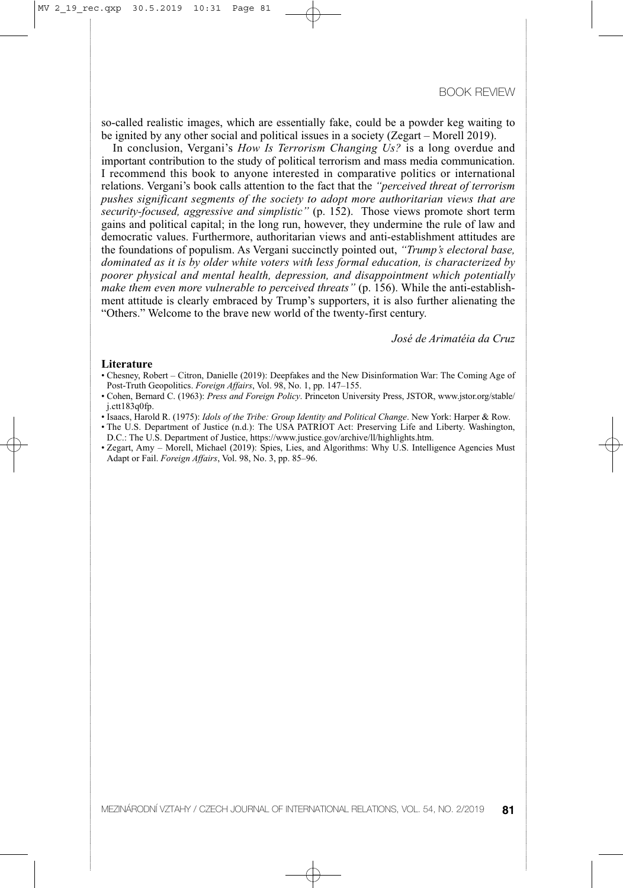so-called realistic images, which are essentially fake, could be a powder keg waiting to be ignited by any other social and political issues in a society (Zegart – Morell 2019).

In conclusion, Vergani's *How Is Terrorism Changing Us?* is a long overdue and important contribution to the study of political terrorism and mass media communication. I recommend this book to anyone interested in comparative politics or international relations. Vergani's book calls attention to the fact that the *"perceived threat of terrorism pushes significant segments of the society to adopt more authoritarian views that are security-focused, aggressive and simplistic"* (p. 152). Those views promote short term gains and political capital; in the long run, however, they undermine the rule of law and democratic values. Furthermore, authoritarian views and anti-establishment attitudes are the foundations of populism. As Vergani succinctly pointed out, *"Trump's electoral base, dominated as it is by older white voters with less formal education, is characterized by poorer physical and mental health, depression, and disappointment which potentially make them even more vulnerable to perceived threats"* (p. 156). While the anti-establishment attitude is clearly embraced by Trump's supporters, it is also further alienating the "Others." Welcome to the brave new world of the twenty-first century.

*José de Arimatéia da Cruz*

**Literature**

- Chesney, Robert – Citron, Danielle (2019): Deepfakes and the New Disinformation War: The Coming Age of Post-Truth Geopolitics. *Foreign Affairs*, Vol. 98, No. 1, pp. 147–155.
- Cohen, Bernard C. (1963): *Press and Foreign Policy*. Princeton University Press, JSTOR, www.jstor.org/stable/j.ctt183q0fp.
- Isaacs, Harold R. (1975): *Idols of the Tribe: Group Identity and Political Change*. New York: Harper & Row.
- The U.S. Department of Justice (n.d.): The USA PATRIOT Act: Preserving Life and Liberty. Washington, D.C.: The U.S. Department of Justice, https://www.justice.gov/archive/ll/highlights.htm.
- Zegart, Amy – Morell, Michael (2019): Spies, Lies, and Algorithms: Why U.S. Intelligence Agencies Must Adapt or Fail. *Foreign Affairs*, Vol. 98, No. 3, pp. 85–96.